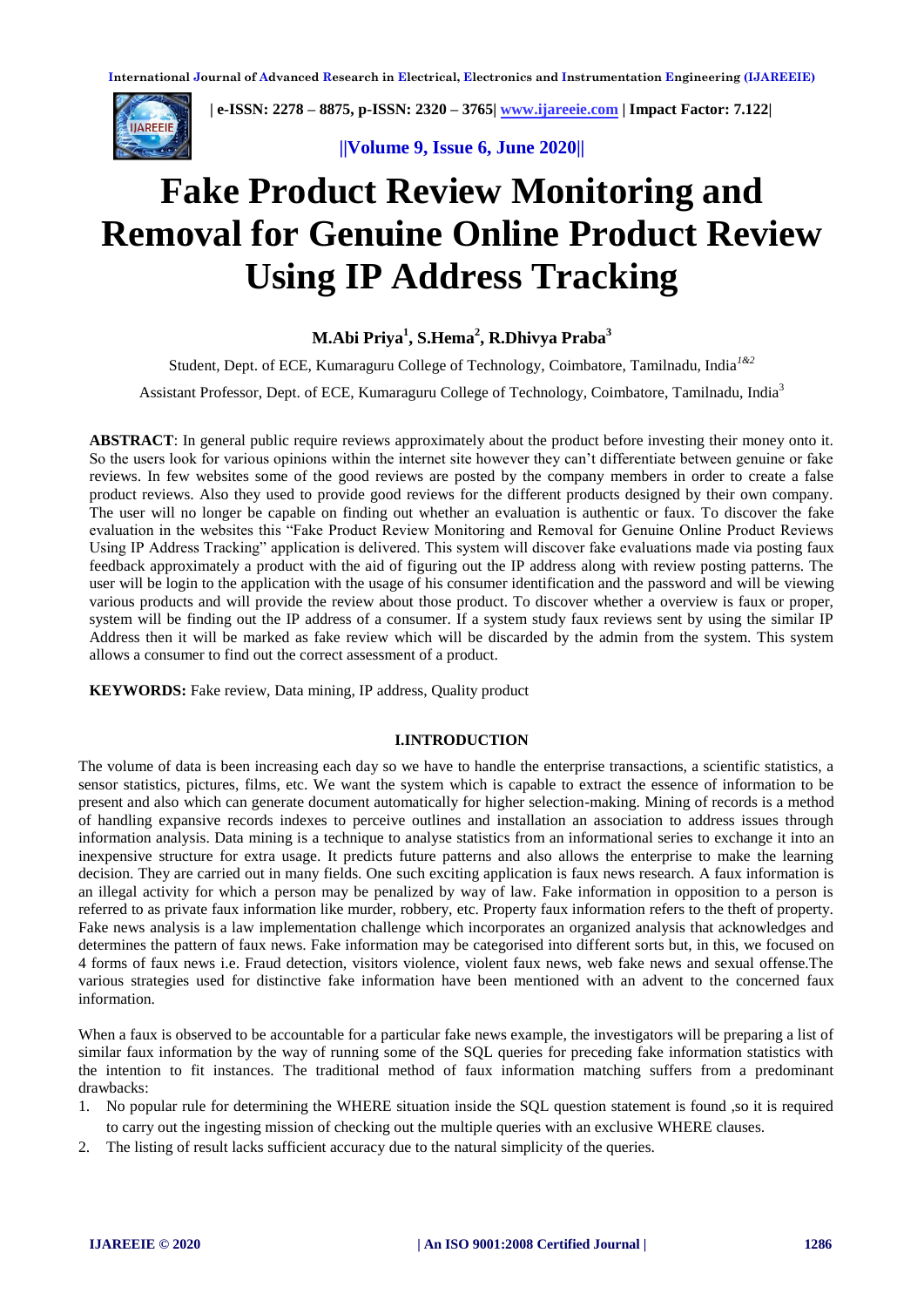# Fake Product Review Monitoring and Removal for Genuine Online Product Review Using IP Address Tracking

**M.Abi Priya[1], S.Hema[2], R.Dhivya Praba[3]**

Student, Dept. of ECE, Kumaraguru College of Technology, Coimbatore, Tamilnadu, India[1&2]

Assistant Professor, Dept. of ECE, Kumaraguru College of Technology, Coimbatore, Tamilnadu, India[3]

**ABSTRACT**: In general public require reviews approximately about the product before investing their money onto it. So the users look for various opinions within the internet site however they can't differentiate between genuine or fake reviews. In few websites some of the good reviews are posted by the company members in order to create a false product reviews. Also they used to provide good reviews for the different products designed by their own company. The user will no longer be capable on finding out whether an evaluation is authentic or faux. To discover the fake evaluation in the websites this "Fake Product Review Monitoring and Removal for Genuine Online Product Reviews Using IP Address Tracking" application is delivered. This system will discover fake evaluations made via posting faux feedback approximately a product with the aid of figuring out the IP address along with review posting patterns. The user will be login to the application with the usage of his consumer identification and the password and will be viewing various products and will provide the review about those product. To discover whether a overview is faux or proper, system will be finding out the IP address of a consumer. If a system study faux reviews sent by using the similar IP Address then it will be marked as fake review which will be discarded by the admin from the system. This system allows a consumer to find out the correct assessment of a product.

**KEYWORDS:** Fake review, Data mining, IP address, Quality product

## I.INTRODUCTION

The volume of data is been increasing each day so we have to handle the enterprise transactions, a scientific statistics, a sensor statistics, pictures, films, etc. We want the system which is capable to extract the essence of information to be present and also which can generate document automatically for higher selection-making. Mining of records is a method of handling expansive records indexes to perceive outlines and installation an association to address issues through information analysis. Data mining is a technique to analyse statistics from an informational series to exchange it into an inexpensive structure for extra usage. It predicts future patterns and also allows the enterprise to make the learning decision. They are carried out in many fields. One such exciting application is faux news research. A faux information is an illegal activity for which a person may be penalized by way of law. Fake information in opposition to a person is referred to as private faux information like murder, robbery, etc. Property faux information refers to the theft of property. Fake news analysis is a law implementation challenge which incorporates an organized analysis that acknowledges and determines the pattern of faux news. Fake information may be categorised into different sorts but, in this, we focused on 4 forms of faux news i.e. Fraud detection, visitors violence, violent faux news, web fake news and sexual offense.The various strategies used for distinctive fake information have been mentioned with an advent to the concerned faux information.

When a faux is observed to be accountable for a particular fake news example, the investigators will be preparing a list of similar faux information by the way of running some of the SQL queries for preceding fake information statistics with the intention to fit instances. The traditional method of faux information matching suffers from a predominant drawbacks:

1. No popular rule for determining the WHERE situation inside the SQL question statement is found ,so it is required to carry out the ingesting mission of checking out the multiple queries with an exclusive WHERE clauses.
2. The listing of result lacks sufficient accuracy due to the natural simplicity of the queries.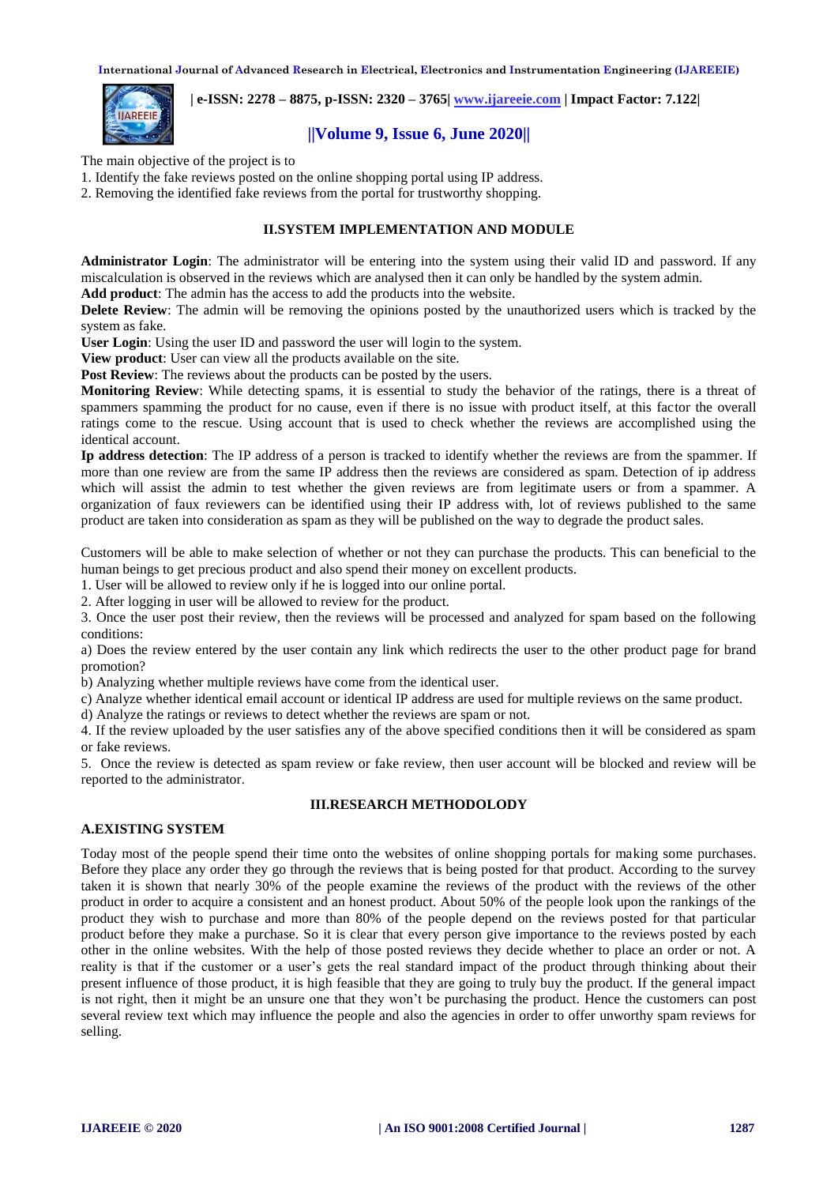The main objective of the project is to
1. Identify the fake reviews posted on the online shopping portal using IP address.
2. Removing the identified fake reviews from the portal for trustworthy shopping.

## II.SYSTEM IMPLEMENTATION AND MODULE

**Administrator Login**: The administrator will be entering into the system using their valid ID and password. If any miscalculation is observed in the reviews which are analysed then it can only be handled by the system admin.
**Add product**: The admin has the access to add the products into the website.
**Delete Review**: The admin will be removing the opinions posted by the unauthorized users which is tracked by the system as fake.
**User Login**: Using the user ID and password the user will login to the system.
**View product**: User can view all the products available on the site.
**Post Review**: The reviews about the products can be posted by the users.
**Monitoring Review**: While detecting spams, it is essential to study the behavior of the ratings, there is a threat of spammers spamming the product for no cause, even if there is no issue with product itself, at this factor the overall ratings come to the rescue. Using account that is used to check whether the reviews are accomplished using the identical account.
**Ip address detection**: The IP address of a person is tracked to identify whether the reviews are from the spammer. If more than one review are from the same IP address then the reviews are considered as spam. Detection of ip address which will assist the admin to test whether the given reviews are from legitimate users or from a spammer. A organization of faux reviewers can be identified using their IP address with, lot of reviews published to the same product are taken into consideration as spam as they will be published on the way to degrade the product sales.

Customers will be able to make selection of whether or not they can purchase the products. This can beneficial to the human beings to get precious product and also spend their money on excellent products.
1. User will be allowed to review only if he is logged into our online portal.
2. After logging in user will be allowed to review for the product.
3. Once the user post their review, then the reviews will be processed and analyzed for spam based on the following conditions:
a) Does the review entered by the user contain any link which redirects the user to the other product page for brand promotion?
b) Analyzing whether multiple reviews have come from the identical user.
c) Analyze whether identical email account or identical IP address are used for multiple reviews on the same product.
d) Analyze the ratings or reviews to detect whether the reviews are spam or not.
4. If the review uploaded by the user satisfies any of the above specified conditions then it will be considered as spam or fake reviews.
5. Once the review is detected as spam review or fake review, then user account will be blocked and review will be reported to the administrator.

## III.RESEARCH METHODOLODY

### A.EXISTING SYSTEM

Today most of the people spend their time onto the websites of online shopping portals for making some purchases. Before they place any order they go through the reviews that is being posted for that product. According to the survey taken it is shown that nearly 30% of the people examine the reviews of the product with the reviews of the other product in order to acquire a consistent and an honest product. About 50% of the people look upon the rankings of the product they wish to purchase and more than 80% of the people depend on the reviews posted for that particular product before they make a purchase. So it is clear that every person give importance to the reviews posted by each other in the online websites. With the help of those posted reviews they decide whether to place an order or not. A reality is that if the customer or a user's gets the real standard impact of the product through thinking about their present influence of those product, it is high feasible that they are going to truly buy the product. If the general impact is not right, then it might be an unsure one that they won't be purchasing the product. Hence the customers can post several review text which may influence the people and also the agencies in order to offer unworthy spam reviews for selling.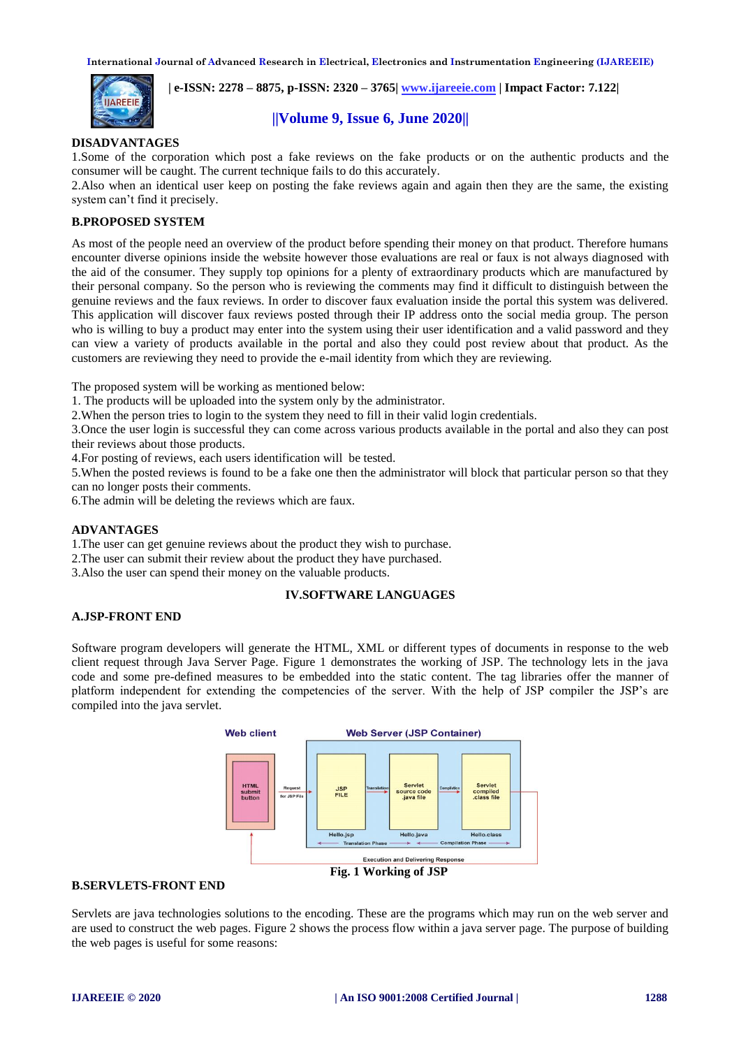**DISADVANTAGES**

1.Some of the corporation which post a fake reviews on the fake products or on the authentic products and the consumer will be caught. The current technique fails to do this accurately.

2.Also when an identical user keep on posting the fake reviews again and again then they are the same, the existing system can't find it precisely.

**B.PROPOSED SYSTEM**

As most of the people need an overview of the product before spending their money on that product. Therefore humans encounter diverse opinions inside the website however those evaluations are real or faux is not always diagnosed with the aid of the consumer. They supply top opinions for a plenty of extraordinary products which are manufactured by their personal company. So the person who is reviewing the comments may find it difficult to distinguish between the genuine reviews and the faux reviews. In order to discover faux evaluation inside the portal this system was delivered. This application will discover faux reviews posted through their IP address onto the social media group. The person who is willing to buy a product may enter into the system using their user identification and a valid password and they can view a variety of products available in the portal and also they could post review about that product. As the customers are reviewing they need to provide the e-mail identity from which they are reviewing.

The proposed system will be working as mentioned below:

1. The products will be uploaded into the system only by the administrator.

2.When the person tries to login to the system they need to fill in their valid login credentials.

3.Once the user login is successful they can come across various products available in the portal and also they can post their reviews about those products.

4.For posting of reviews, each users identification will be tested.

5.When the posted reviews is found to be a fake one then the administrator will block that particular person so that they can no longer posts their comments.

6.The admin will be deleting the reviews which are faux.

**ADVANTAGES**

1.The user can get genuine reviews about the product they wish to purchase.

2.The user can submit their review about the product they have purchased.

3.Also the user can spend their money on the valuable products.

## IV.SOFTWARE LANGUAGES

**A.JSP-FRONT END**

Software program developers will generate the HTML, XML or different types of documents in response to the web client request through Java Server Page. Figure 1 demonstrates the working of JSP. The technology lets in the java code and some pre-defined measures to be embedded into the static content. The tag libraries offer the manner of platform independent for extending the competencies of the server. With the help of JSP compiler the JSP's are compiled into the java servlet.

Fig. 1 Working of JSP

**B.SERVLETS-FRONT END**

Servlets are java technologies solutions to the encoding. These are the programs which may run on the web server and are used to construct the web pages. Figure 2 shows the process flow within a java server page. The purpose of building the web pages is useful for some reasons: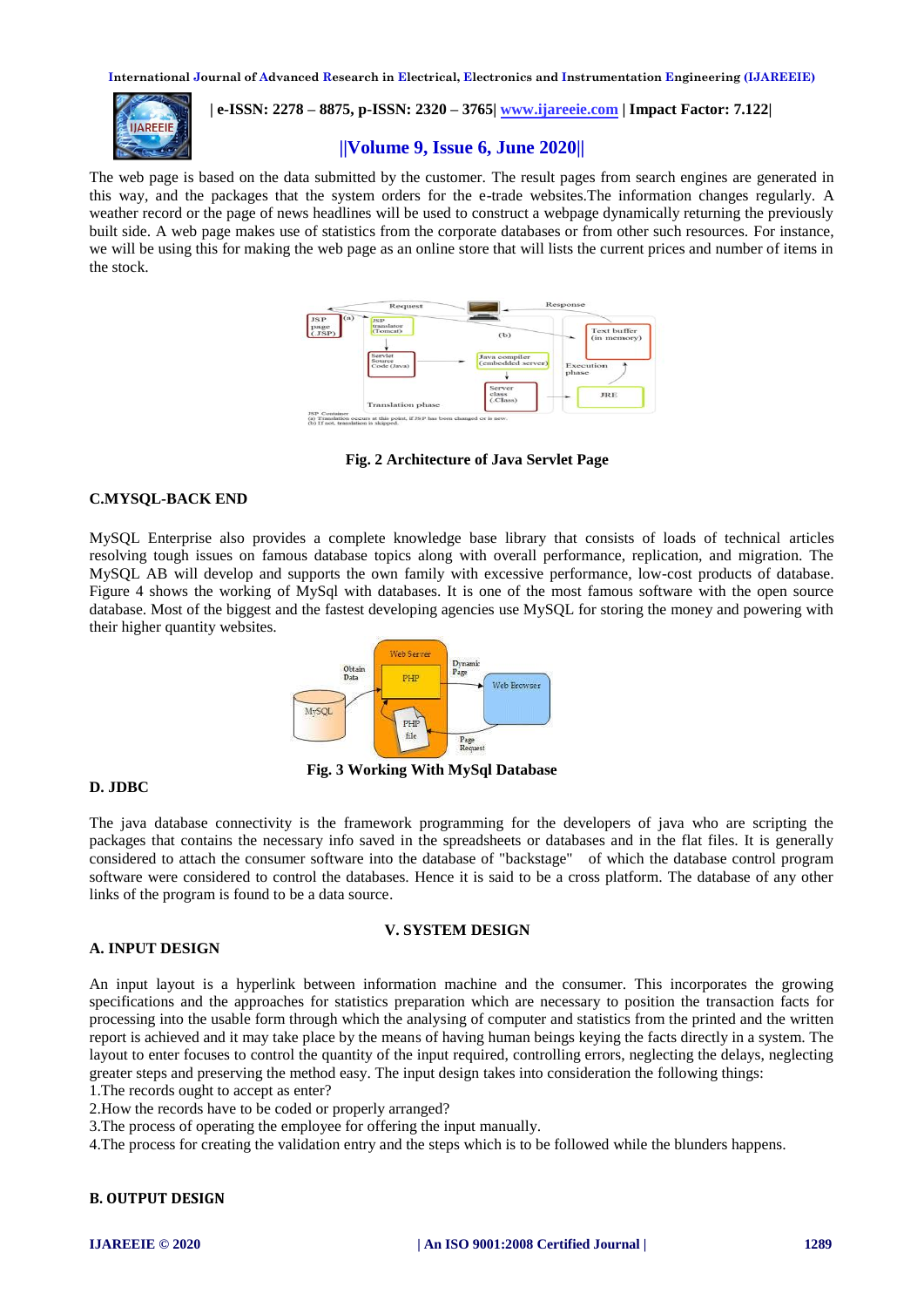The web page is based on the data submitted by the customer. The result pages from search engines are generated in this way, and the packages that the system orders for the e-trade websites.The information changes regularly. A weather record or the page of news headlines will be used to construct a webpage dynamically returning the previously built side. A web page makes use of statistics from the corporate databases or from other such resources. For instance, we will be using this for making the web page as an online store that will lists the current prices and number of items in the stock.

**Fig. 2 Architecture of Java Servlet Page**

### C.MYSQL-BACK END

MySQL Enterprise also provides a complete knowledge base library that consists of loads of technical articles resolving tough issues on famous database topics along with overall performance, replication, and migration. The MySQL AB will develop and supports the own family with excessive performance, low-cost products of database. Figure 4 shows the working of MySql with databases. It is one of the most famous software with the open source database. Most of the biggest and the fastest developing agencies use MySQL for storing the money and powering with their higher quantity websites.

**Fig. 3 Working With MySql Database**

### D. JDBC

The java database connectivity is the framework programming for the developers of java who are scripting the packages that contains the necessary info saved in the spreadsheets or databases and in the flat files. It is generally considered to attach the consumer software into the database of "backstage" of which the database control program software were considered to control the databases. Hence it is said to be a cross platform. The database of any other links of the program is found to be a data source.

## V. SYSTEM DESIGN

### A. INPUT DESIGN

An input layout is a hyperlink between information machine and the consumer. This incorporates the growing specifications and the approaches for statistics preparation which are necessary to position the transaction facts for processing into the usable form through which the analysing of computer and statistics from the printed and the written report is achieved and it may take place by the means of having human beings keying the facts directly in a system. The layout to enter focuses to control the quantity of the input required, controlling errors, neglecting the delays, neglecting greater steps and preserving the method easy. The input design takes into consideration the following things:

1.The records ought to accept as enter?
2.How the records have to be coded or properly arranged?
3.The process of operating the employee for offering the input manually.
4.The process for creating the validation entry and the steps which is to be followed while the blunders happens.

### B. OUTPUT DESIGN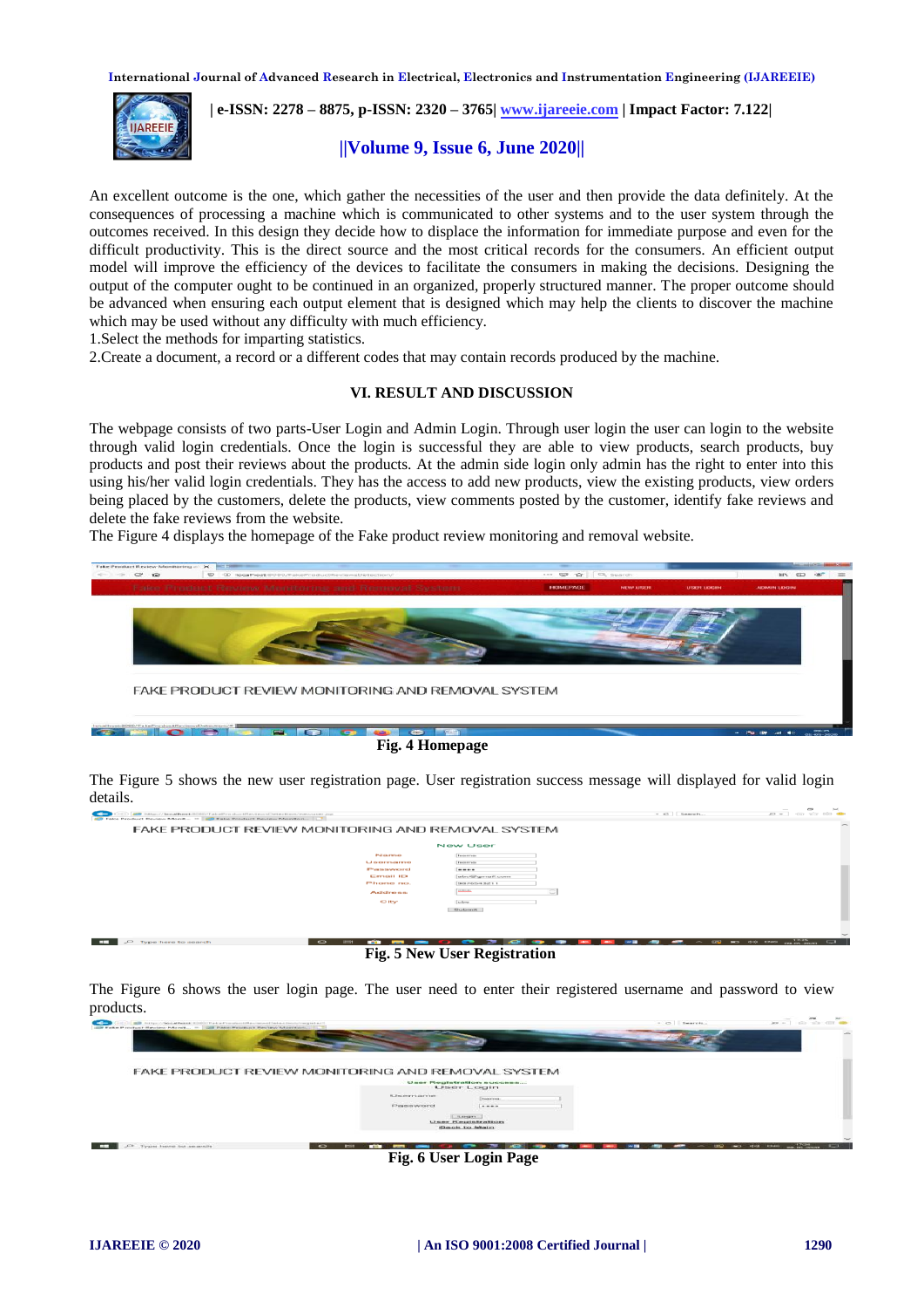An excellent outcome is the one, which gather the necessities of the user and then provide the data definitely. At the consequences of processing a machine which is communicated to other systems and to the user system through the outcomes received. In this design they decide how to displace the information for immediate purpose and even for the difficult productivity. This is the direct source and the most critical records for the consumers. An efficient output model will improve the efficiency of the devices to facilitate the consumers in making the decisions. Designing the output of the computer ought to be continued in an organized, properly structured manner. The proper outcome should be advanced when ensuring each output element that is designed which may help the clients to discover the machine which may be used without any difficulty with much efficiency.

1.Select the methods for imparting statistics.

2.Create a document, a record or a different codes that may contain records produced by the machine.

## VI. RESULT AND DISCUSSION

The webpage consists of two parts-User Login and Admin Login. Through user login the user can login to the website through valid login credentials. Once the login is successful they are able to view products, search products, buy products and post their reviews about the products. At the admin side login only admin has the right to enter into this using his/her valid login credentials. They has the access to add new products, view the existing products, view orders being placed by the customers, delete the products, view comments posted by the customer, identify fake reviews and delete the fake reviews from the website.

The Figure 4 displays the homepage of the Fake product review monitoring and removal website.

**Fig. 4 Homepage**

The Figure 5 shows the new user registration page. User registration success message will displayed for valid login details.

**Fig. 5 New User Registration**

The Figure 6 shows the user login page. The user need to enter their registered username and password to view products.

**Fig. 6 User Login Page**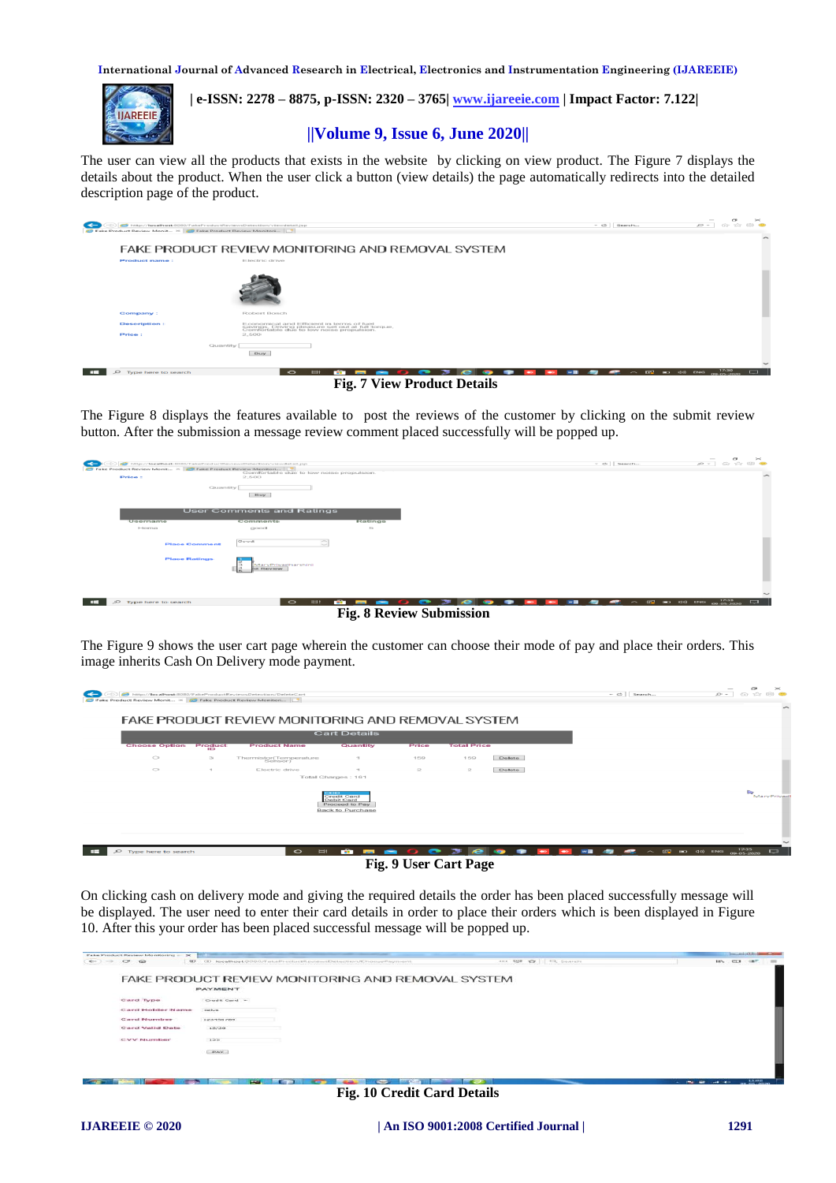The user can view all the products that exists in the website by clicking on view product. The Figure 7 displays the details about the product. When the user click a button (view details) the page automatically redirects into the detailed description page of the product.

**Fig. 7 View Product Details**

The Figure 8 displays the features available to post the reviews of the customer by clicking on the submit review button. After the submission a message review comment placed successfully will be popped up.

**Fig. 8 Review Submission**

The Figure 9 shows the user cart page wherein the customer can choose their mode of pay and place their orders. This image inherits Cash On Delivery mode payment.

**Fig. 9 User Cart Page**

On clicking cash on delivery mode and giving the required details the order has been placed successfully message will be displayed. The user need to enter their card details in order to place their orders which is been displayed in Figure 10. After this your order has been placed successful message will be popped up.

**Fig. 10 Credit Card Details**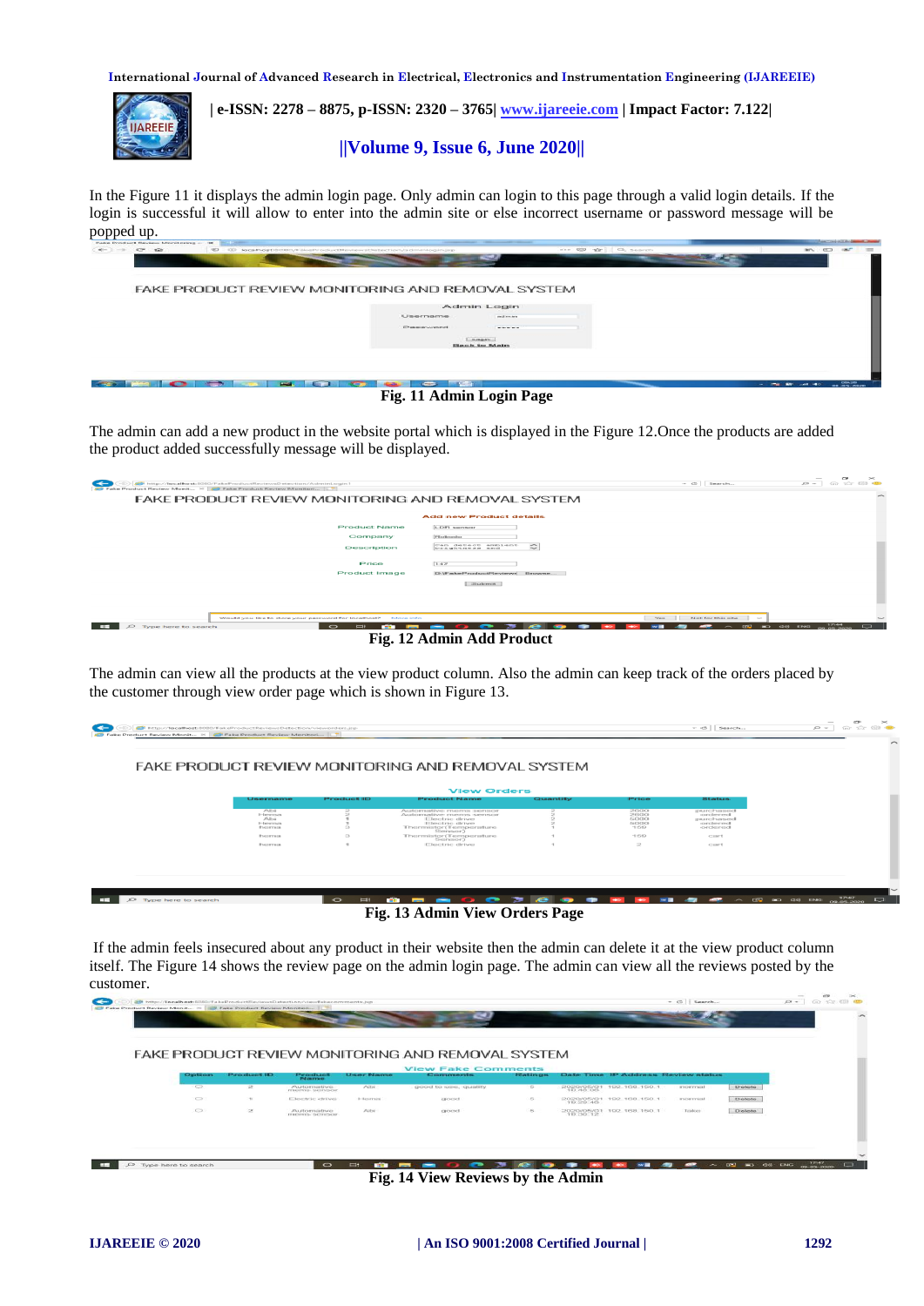In the Figure 11 it displays the admin login page. Only admin can login to this page through a valid login details. If the login is successful it will allow to enter into the admin site or else incorrect username or password message will be popped up.

Fig. 11 Admin Login Page

The admin can add a new product in the website portal which is displayed in the Figure 12.Once the products are added the product added successfully message will be displayed.

Fig. 12 Admin Add Product

The admin can view all the products at the view product column. Also the admin can keep track of the orders placed by the customer through view order page which is shown in Figure 13.

Fig. 13 Admin View Orders Page

If the admin feels insecured about any product in their website then the admin can delete it at the view product column itself. The Figure 14 shows the review page on the admin login page. The admin can view all the reviews posted by the customer.

Fig. 14 View Reviews by the Admin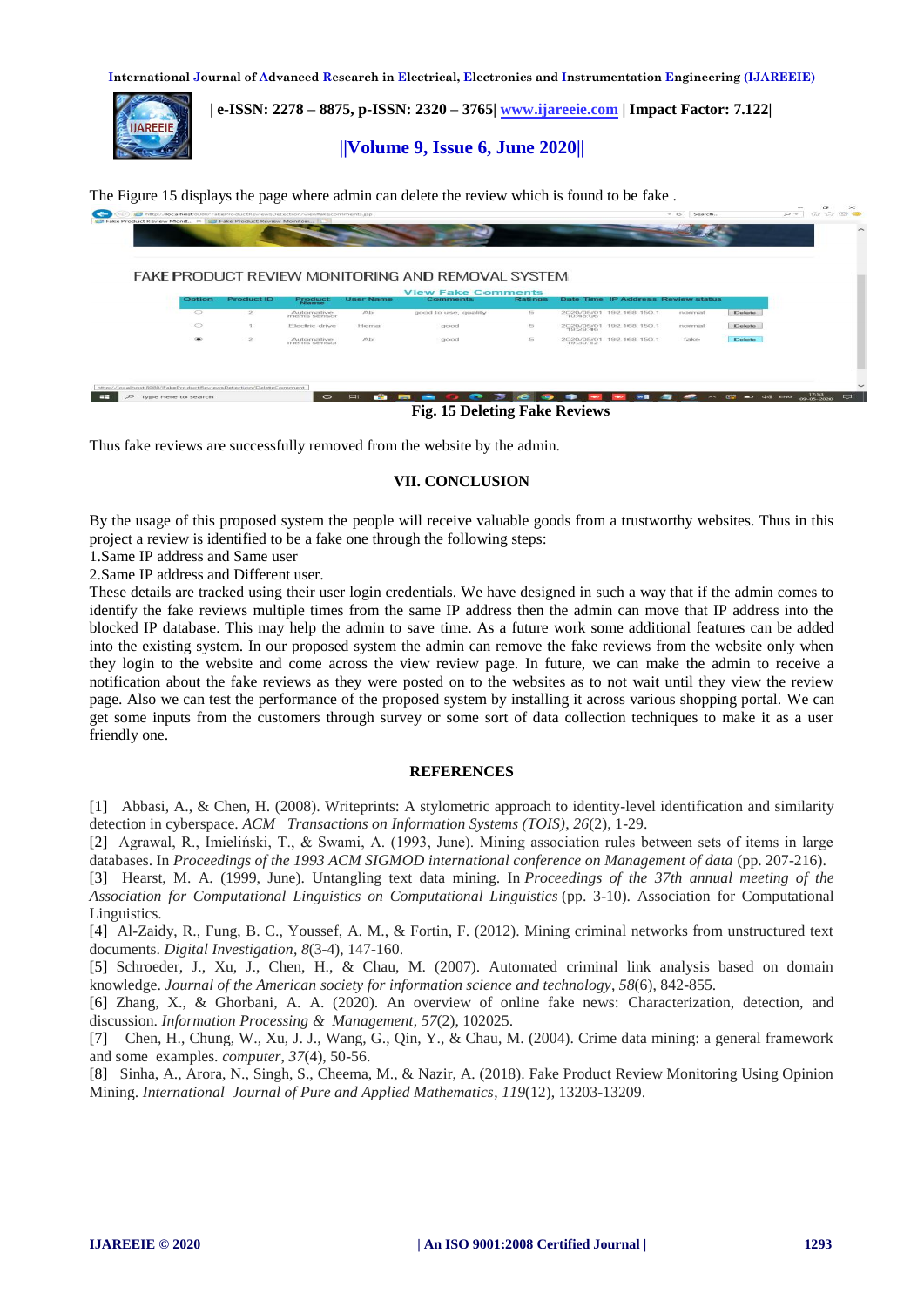The Figure 15 displays the page where admin can delete the review which is found to be fake .

Fig. 15 Deleting Fake Reviews

Thus fake reviews are successfully removed from the website by the admin.

## VII. CONCLUSION

By the usage of this proposed system the people will receive valuable goods from a trustworthy websites. Thus in this project a review is identified to be a fake one through the following steps:
1.Same IP address and Same user
2.Same IP address and Different user.
These details are tracked using their user login credentials. We have designed in such a way that if the admin comes to identify the fake reviews multiple times from the same IP address then the admin can move that IP address into the blocked IP database. This may help the admin to save time. As a future work some additional features can be added into the existing system. In our proposed system the admin can remove the fake reviews from the website only when they login to the website and come across the view review page. In future, we can make the admin to receive a notification about the fake reviews as they were posted on to the websites as to not wait until they view the review page. Also we can test the performance of the proposed system by installing it across various shopping portal. We can get some inputs from the customers through survey or some sort of data collection techniques to make it as a user friendly one.

## REFERENCES

[1] Abbasi, A., & Chen, H. (2008). Writeprints: A stylometric approach to identity-level identification and similarity detection in cyberspace. *ACM Transactions on Information Systems (TOIS)*, *26*(2), 1-29.
[2] Agrawal, R., Imieliński, T., & Swami, A. (1993, June). Mining association rules between sets of items in large databases. In *Proceedings of the 1993 ACM SIGMOD international conference on Management of data* (pp. 207-216).
[3] Hearst, M. A. (1999, June). Untangling text data mining. In *Proceedings of the 37th annual meeting of the Association for Computational Linguistics on Computational Linguistics* (pp. 3-10). Association for Computational Linguistics.
[4] Al-Zaidy, R., Fung, B. C., Youssef, A. M., & Fortin, F. (2012). Mining criminal networks from unstructured text documents. *Digital Investigation*, *8*(3-4), 147-160.
[5] Schroeder, J., Xu, J., Chen, H., & Chau, M. (2007). Automated criminal link analysis based on domain knowledge. *Journal of the American society for information science and technology*, *58*(6), 842-855.
[6] Zhang, X., & Ghorbani, A. A. (2020). An overview of online fake news: Characterization, detection, and discussion. *Information Processing & Management*, *57*(2), 102025.
[7] Chen, H., Chung, W., Xu, J. J., Wang, G., Qin, Y., & Chau, M. (2004). Crime data mining: a general framework and some examples. *computer*, *37*(4), 50-56.
[8] Sinha, A., Arora, N., Singh, S., Cheema, M., & Nazir, A. (2018). Fake Product Review Monitoring Using Opinion Mining. *International Journal of Pure and Applied Mathematics*, *119*(12), 13203-13209.